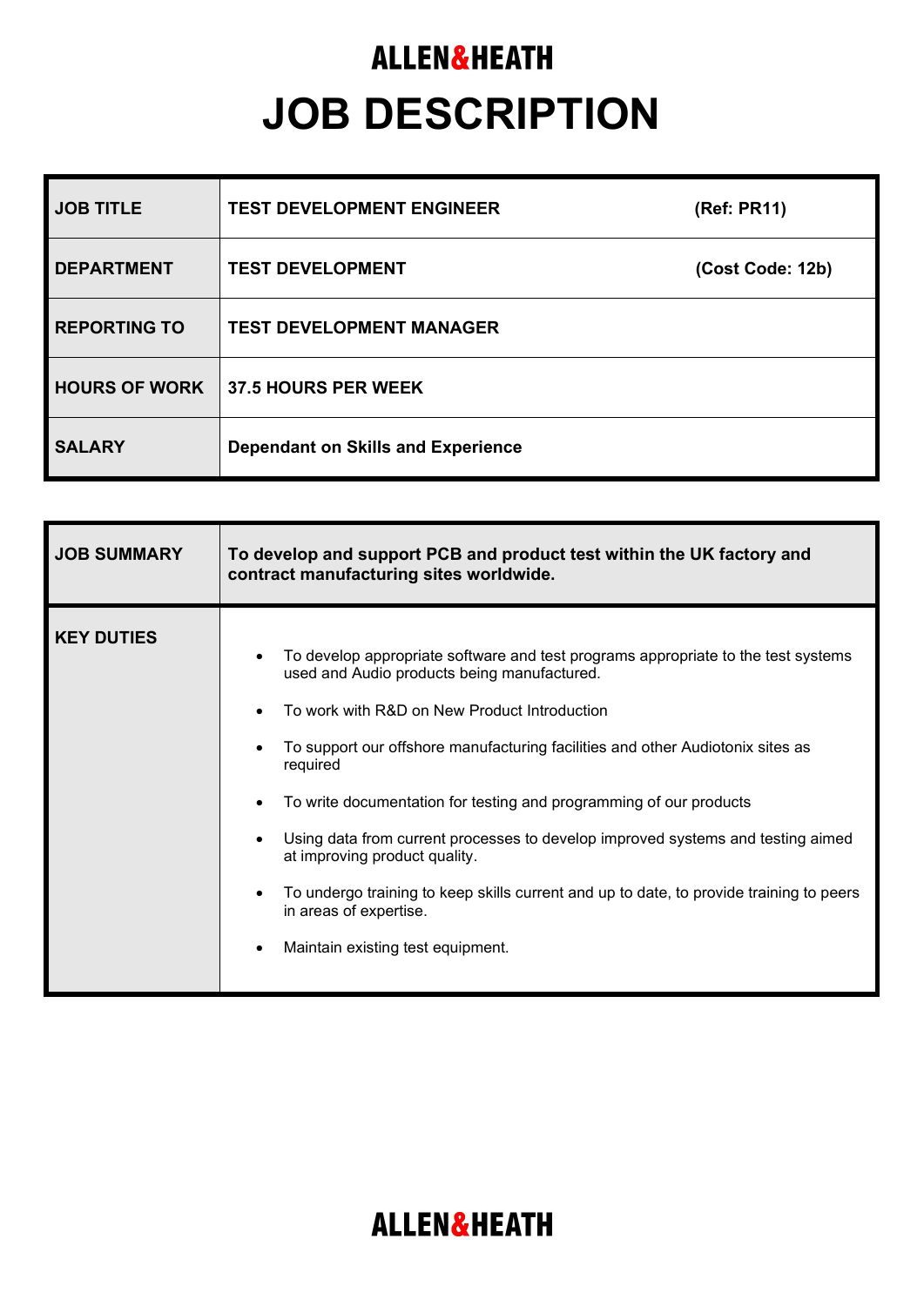**ALLEN&HEATH**

# JOB DESCRIPTION

| | | |
|---|---|---|
| **JOB TITLE** | **TEST DEVELOPMENT ENGINEER** | **(Ref: PR11)** |
| **DEPARTMENT** | **TEST DEVELOPMENT** | **(Cost Code: 12b)** |
| **REPORTING TO** | **TEST DEVELOPMENT MANAGER** | |
| **HOURS OF WORK** | **37.5 HOURS PER WEEK** | |
| **SALARY** | **Dependant on Skills and Experience** | |

| | |
|---|---|
| **JOB SUMMARY** | **To develop and support PCB and product test within the UK factory and contract manufacturing sites worldwide.** |
| **KEY DUTIES** | • To develop appropriate software and test programs appropriate to the test systems used and Audio products being manufactured.<br>• To work with R&D on New Product Introduction<br>• To support our offshore manufacturing facilities and other Audiotonix sites as required<br>• To write documentation for testing and programming of our products<br>• Using data from current processes to develop improved systems and testing aimed at improving product quality.<br>• To undergo training to keep skills current and up to date, to provide training to peers in areas of expertise.<br>• Maintain existing test equipment. |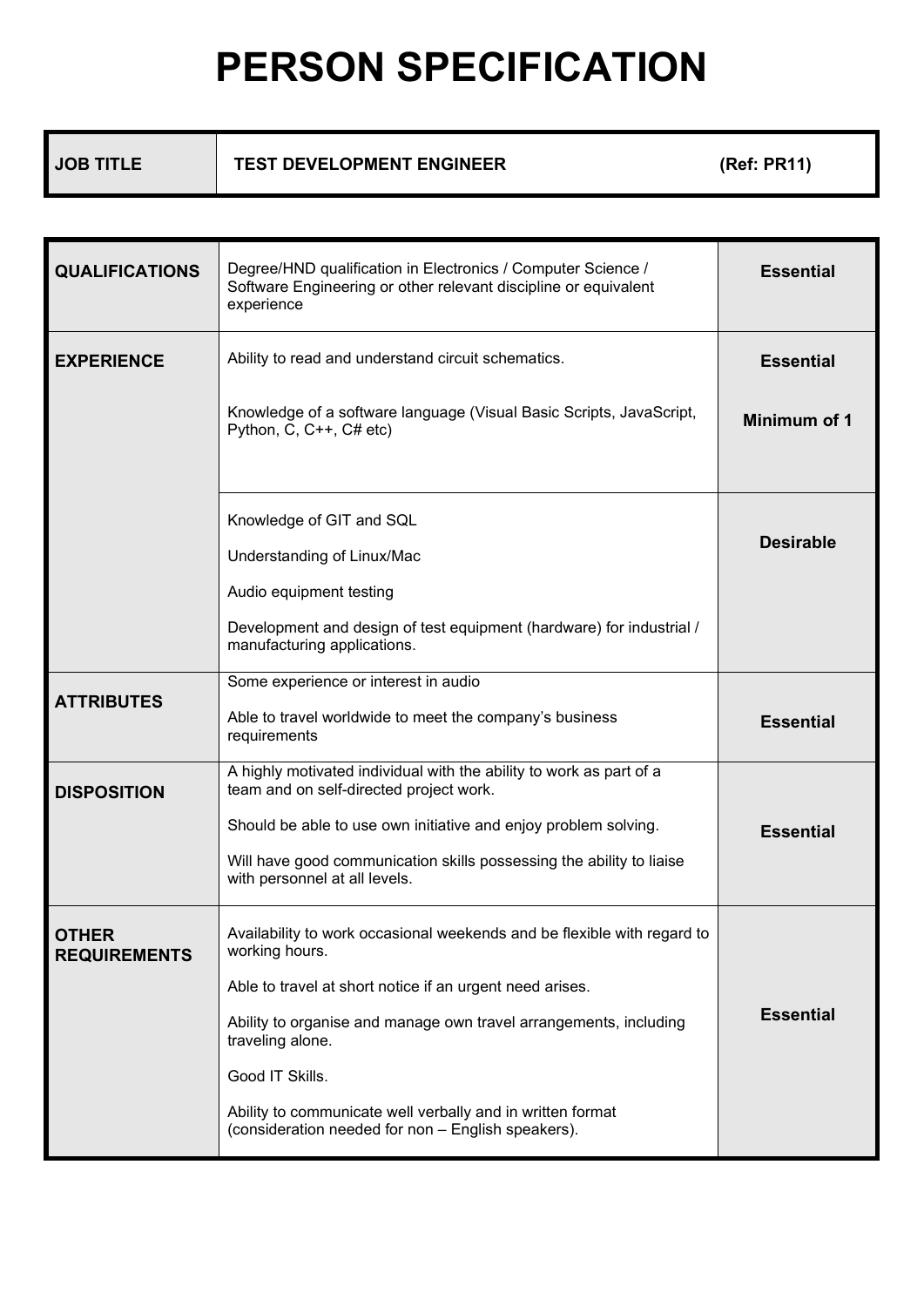# PERSON SPECIFICATION

| | | |
|---|---|---|
| **JOB TITLE** | **TEST DEVELOPMENT ENGINEER** | **(Ref: PR11)** |

| | | |
|---|---|---|
| **QUALIFICATIONS** | Degree/HND qualification in Electronics / Computer Science / Software Engineering or other relevant discipline or equivalent experience | **Essential** |
| **EXPERIENCE** | Ability to read and understand circuit schematics. | **Essential** |
| | Knowledge of a software language (Visual Basic Scripts, JavaScript, Python, C, C++, C# etc) | **Minimum of 1** |
| | Knowledge of GIT and SQL<br><br>Understanding of Linux/Mac<br><br>Audio equipment testing<br><br>Development and design of test equipment (hardware) for industrial / manufacturing applications. | **Desirable** |
| **ATTRIBUTES** | Some experience or interest in audio<br><br>Able to travel worldwide to meet the company's business requirements | **Essential** |
| **DISPOSITION** | A highly motivated individual with the ability to work as part of a team and on self-directed project work.<br><br>Should be able to use own initiative and enjoy problem solving.<br><br>Will have good communication skills possessing the ability to liaise with personnel at all levels. | **Essential** |
| **OTHER REQUIREMENTS** | Availability to work occasional weekends and be flexible with regard to working hours.<br><br>Able to travel at short notice if an urgent need arises.<br><br>Ability to organise and manage own travel arrangements, including traveling alone.<br><br>Good IT Skills.<br><br>Ability to communicate well verbally and in written format (consideration needed for non – English speakers). | **Essential** |